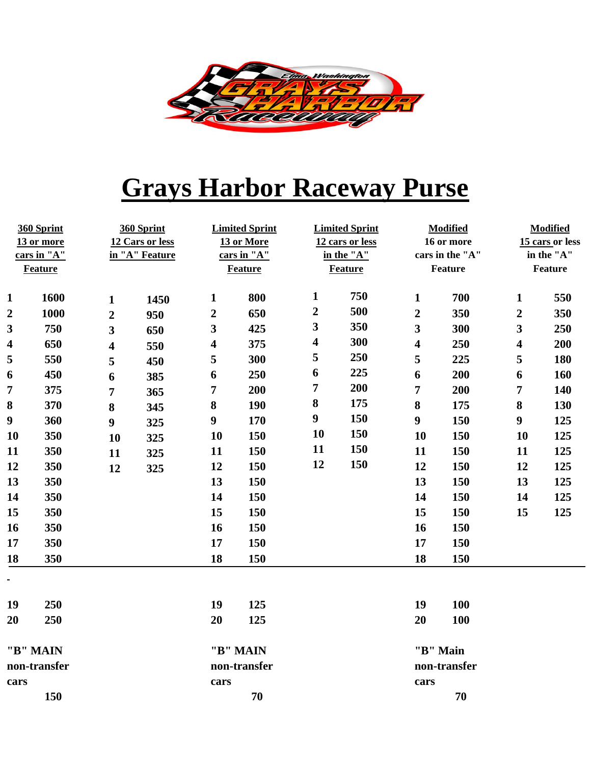# Grays Harbor Raceway Purse

| 360 Sprint 13 or more cars in "A" Feature | | 360 Sprint 12 Cars or less in "A" Feature | | Limited Sprint 13 or More cars in "A" Feature | | Limited Sprint 12 cars or less in the "A" Feature | | Modified 16 or more cars in the "A" Feature | | Modified 15 cars or less in the "A" Feature | |
|---|---|---|---|---|---|---|---|---|---|---|---|
| 1 | 1600 | 1 | 1450 | 1 | 800 | 1 | 750 | 1 | 700 | 1 | 550 |
| 2 | 1000 | 2 | 950 | 2 | 650 | 2 | 500 | 2 | 350 | 2 | 350 |
| 3 | 750 | 3 | 650 | 3 | 425 | 3 | 350 | 3 | 300 | 3 | 250 |
| 4 | 650 | 4 | 550 | 4 | 375 | 4 | 300 | 4 | 250 | 4 | 200 |
| 5 | 550 | 5 | 450 | 5 | 300 | 5 | 250 | 5 | 225 | 5 | 180 |
| 6 | 450 | 6 | 385 | 6 | 250 | 6 | 225 | 6 | 200 | 6 | 160 |
| 7 | 375 | 7 | 365 | 7 | 200 | 7 | 200 | 7 | 200 | 7 | 140 |
| 8 | 370 | 8 | 345 | 8 | 190 | 8 | 175 | 8 | 175 | 8 | 130 |
| 9 | 360 | 9 | 325 | 9 | 170 | 9 | 150 | 9 | 150 | 9 | 125 |
| 10 | 350 | 10 | 325 | 10 | 150 | 10 | 150 | 10 | 150 | 10 | 125 |
| 11 | 350 | 11 | 325 | 11 | 150 | 11 | 150 | 11 | 150 | 11 | 125 |
| 12 | 350 | 12 | 325 | 12 | 150 | 12 | 150 | 12 | 150 | 12 | 125 |
| 13 | 350 | | | 13 | 150 | | | 13 | 150 | 13 | 125 |
| 14 | 350 | | | 14 | 150 | | | 14 | 150 | 14 | 125 |
| 15 | 350 | | | 15 | 150 | | | 15 | 150 | 15 | 125 |
| 16 | 350 | | | 16 | 150 | | | 16 | 150 | | |
| 17 | 350 | | | 17 | 150 | | | 17 | 150 | | |
| 18 | 350 | | | 18 | 150 | | | 18 | 150 | | |
| - | | | | | | | | | | | |
| 19 | 250 | | | 19 | 125 | | | 19 | 100 | | |
| 20 | 250 | | | 20 | 125 | | | 20 | 100 | | |
| "B" MAIN non-transfer cars | 150 | | | "B" MAIN non-transfer cars | 70 | | | "B" Main non-transfer cars | 70 | | |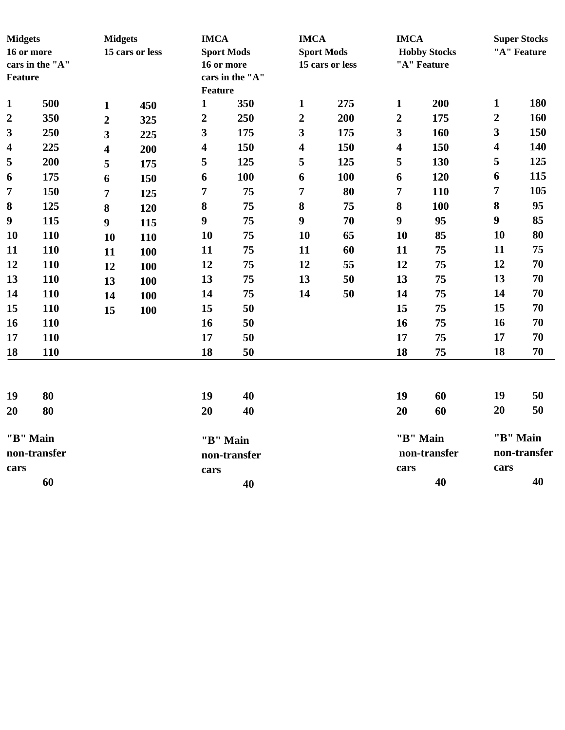| Midgets 16 or more cars in the "A" Feature | | Midgets 15 cars or less | | IMCA Sport Mods 16 or more cars in the "A" Feature | | IMCA Sport Mods 15 cars or less | | IMCA Hobby Stocks "A" Feature | | Super Stocks "A" Feature | |
|---|---|---|---|---|---|---|---|---|---|---|---|
| 1 | 500 | 1 | 450 | 1 | 350 | 1 | 275 | 1 | 200 | 1 | 180 |
| 2 | 350 | 2 | 325 | 2 | 250 | 2 | 200 | 2 | 175 | 2 | 160 |
| 3 | 250 | 3 | 225 | 3 | 175 | 3 | 175 | 3 | 160 | 3 | 150 |
| 4 | 225 | 4 | 200 | 4 | 150 | 4 | 150 | 4 | 150 | 4 | 140 |
| 5 | 200 | 5 | 175 | 5 | 125 | 5 | 125 | 5 | 130 | 5 | 125 |
| 6 | 175 | 6 | 150 | 6 | 100 | 6 | 100 | 6 | 120 | 6 | 115 |
| 7 | 150 | 7 | 125 | 7 | 75 | 7 | 80 | 7 | 110 | 7 | 105 |
| 8 | 125 | 8 | 120 | 8 | 75 | 8 | 75 | 8 | 100 | 8 | 95 |
| 9 | 115 | 9 | 115 | 9 | 75 | 9 | 70 | 9 | 95 | 9 | 85 |
| 10 | 110 | 10 | 110 | 10 | 75 | 10 | 65 | 10 | 85 | 10 | 80 |
| 11 | 110 | 11 | 100 | 11 | 75 | 11 | 60 | 11 | 75 | 11 | 75 |
| 12 | 110 | 12 | 100 | 12 | 75 | 12 | 55 | 12 | 75 | 12 | 70 |
| 13 | 110 | 13 | 100 | 13 | 75 | 13 | 50 | 13 | 75 | 13 | 70 |
| 14 | 110 | 14 | 100 | 14 | 75 | 14 | 50 | 14 | 75 | 14 | 70 |
| 15 | 110 | 15 | 100 | 15 | 50 | | | 15 | 75 | 15 | 70 |
| 16 | 110 | | | 16 | 50 | | | 16 | 75 | 16 | 70 |
| 17 | 110 | | | 17 | 50 | | | 17 | 75 | 17 | 70 |
| 18 | 110 | | | 18 | 50 | | | 18 | 75 | 18 | 70 |
| 19 | 80 | | | 19 | 40 | | | 19 | 60 | 19 | 50 |
| 20 | 80 | | | 20 | 40 | | | 20 | 60 | 20 | 50 |
| "B" Main non-transfer cars | 60 | | | "B" Main non-transfer cars | 40 | | | "B" Main non-transfer cars | 40 | "B" Main non-transfer cars | 40 |